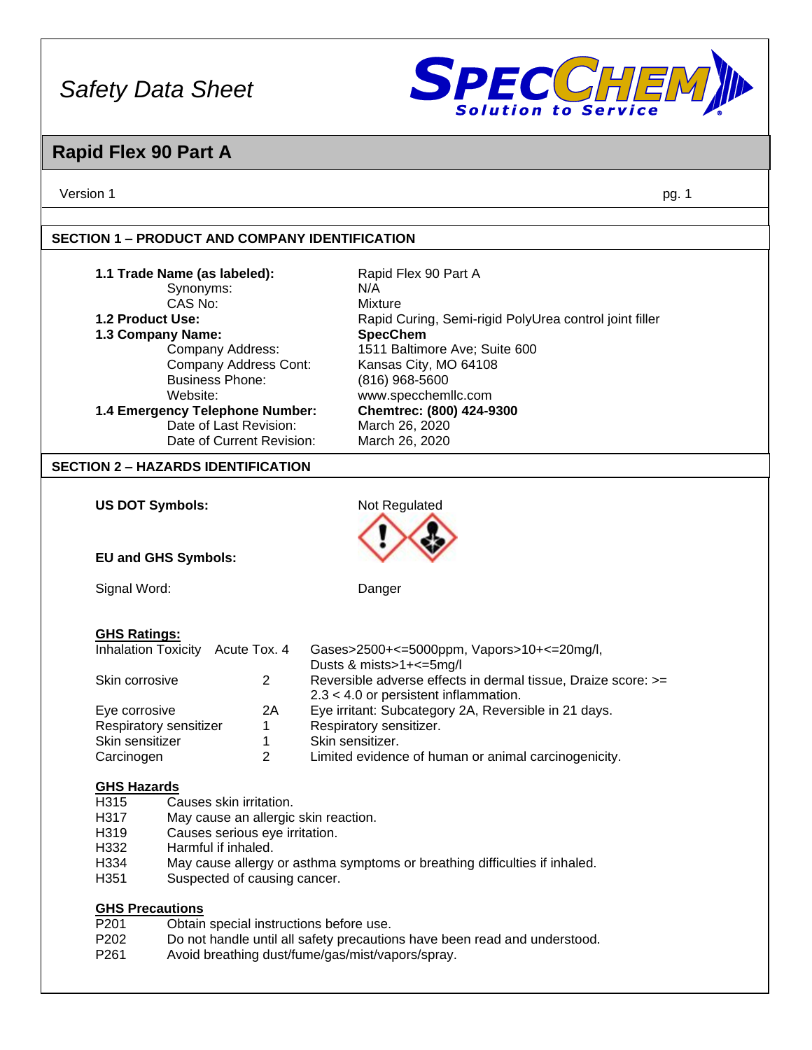*Safety Data Sheet*

# Rapid Flex 90 Part A

Version 1

## SECTION 1 – PRODUCT AND COMPANY IDENTIFICATION

| | |
|---|---|
| **1.1 Trade Name (as labeled):** | Rapid Flex 90 Part A |
| Synonyms: | N/A |
| CAS No: | Mixture |
| **1.2 Product Use:** | Rapid Curing, Semi-rigid PolyUrea control joint filler |
| **1.3 Company Name:** | **SpecChem** |
| Company Address: | 1511 Baltimore Ave; Suite 600 |
| Company Address Cont: | Kansas City, MO 64108 |
| Business Phone: | (816) 968-5600 |
| Website: | www.specchemllc.com |
| **1.4 Emergency Telephone Number:** | **Chemtrec: (800) 424-9300** |
| Date of Last Revision: | March 26, 2020 |
| Date of Current Revision: | March 26, 2020 |

## SECTION 2 – HAZARDS IDENTIFICATION

**US DOT Symbols:** Not Regulated

**EU and GHS Symbols:**

Signal Word: Danger

**GHS Ratings:**

| | | |
|---|---|---|
| Inhalation Toxicity | Acute Tox. 4 | Gases>2500+<=5000ppm, Vapors>10+<=20mg/l, Dusts & mists>1+<=5mg/l |
| Skin corrosive | 2 | Reversible adverse effects in dermal tissue, Draize score: >= 2.3 < 4.0 or persistent inflammation. |
| Eye corrosive | 2A | Eye irritant: Subcategory 2A, Reversible in 21 days. |
| Respiratory sensitizer | 1 | Respiratory sensitizer. |
| Skin sensitizer | 1 | Skin sensitizer. |
| Carcinogen | 2 | Limited evidence of human or animal carcinogenicity. |

**GHS Hazards**

| | |
|---|---|
| H315 | Causes skin irritation. |
| H317 | May cause an allergic skin reaction. |
| H319 | Causes serious eye irritation. |
| H332 | Harmful if inhaled. |
| H334 | May cause allergy or asthma symptoms or breathing difficulties if inhaled. |
| H351 | Suspected of causing cancer. |

**GHS Precautions**

| | |
|---|---|
| P201 | Obtain special instructions before use. |
| P202 | Do not handle until all safety precautions have been read and understood. |
| P261 | Avoid breathing dust/fume/gas/mist/vapors/spray. |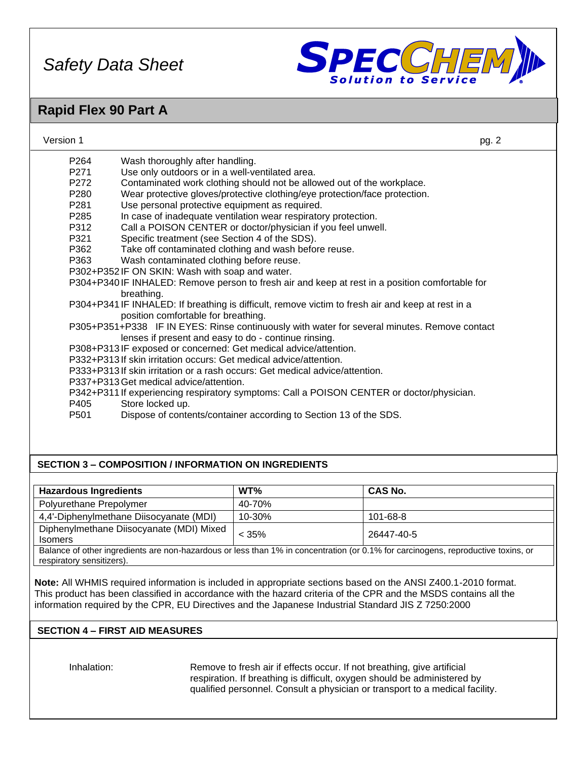P264 Wash thoroughly after handling.
P271 Use only outdoors or in a well-ventilated area.
P272 Contaminated work clothing should not be allowed out of the workplace.
P280 Wear protective gloves/protective clothing/eye protection/face protection.
P281 Use personal protective equipment as required.
P285 In case of inadequate ventilation wear respiratory protection.
P312 Call a POISON CENTER or doctor/physician if you feel unwell.
P321 Specific treatment (see Section 4 of the SDS).
P362 Take off contaminated clothing and wash before reuse.
P363 Wash contaminated clothing before reuse.
P302+P352 IF ON SKIN: Wash with soap and water.
P304+P340 IF INHALED: Remove person to fresh air and keep at rest in a position comfortable for breathing.
P304+P341 IF INHALED: If breathing is difficult, remove victim to fresh air and keep at rest in a position comfortable for breathing.
P305+P351+P338 IF IN EYES: Rinse continuously with water for several minutes. Remove contact lenses if present and easy to do - continue rinsing.
P308+P313 IF exposed or concerned: Get medical advice/attention.
P332+P313 If skin irritation occurs: Get medical advice/attention.
P333+P313 If skin irritation or a rash occurs: Get medical advice/attention.
P337+P313 Get medical advice/attention.
P342+P311 If experiencing respiratory symptoms: Call a POISON CENTER or doctor/physician.
P405 Store locked up.
P501 Dispose of contents/container according to Section 13 of the SDS.

## SECTION 3 – COMPOSITION / INFORMATION ON INGREDIENTS

| Hazardous Ingredients | WT% | CAS No. |
|---|---|---|
| Polyurethane Prepolymer | 40-70% | |
| 4,4'-Diphenylmethane Diisocyanate (MDI) | 10-30% | 101-68-8 |
| Diphenylmethane Diisocyanate (MDI) Mixed Isomers | < 35% | 26447-40-5 |
| Balance of other ingredients are non-hazardous or less than 1% in concentration (or 0.1% for carcinogens, reproductive toxins, or respiratory sensitizers). | | |

**Note:** All WHMIS required information is included in appropriate sections based on the ANSI Z400.1-2010 format. This product has been classified in accordance with the hazard criteria of the CPR and the MSDS contains all the information required by the CPR, EU Directives and the Japanese Industrial Standard JIS Z 7250:2000

## SECTION 4 – FIRST AID MEASURES

Inhalation: Remove to fresh air if effects occur. If not breathing, give artificial respiration. If breathing is difficult, oxygen should be administered by qualified personnel. Consult a physician or transport to a medical facility.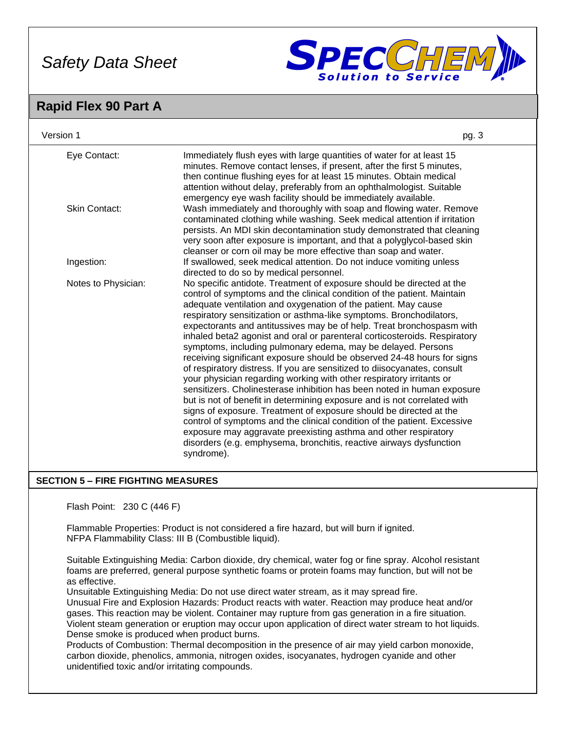| | |
|---|---|
| Eye Contact: | Immediately flush eyes with large quantities of water for at least 15 minutes. Remove contact lenses, if present, after the first 5 minutes, then continue flushing eyes for at least 15 minutes. Obtain medical attention without delay, preferably from an ophthalmologist. Suitable emergency eye wash facility should be immediately available. |
| Skin Contact: | Wash immediately and thoroughly with soap and flowing water. Remove contaminated clothing while washing. Seek medical attention if irritation persists. An MDI skin decontamination study demonstrated that cleaning very soon after exposure is important, and that a polyglycol-based skin cleanser or corn oil may be more effective than soap and water. |
| Ingestion: | If swallowed, seek medical attention. Do not induce vomiting unless directed to do so by medical personnel. |
| Notes to Physician: | No specific antidote. Treatment of exposure should be directed at the control of symptoms and the clinical condition of the patient. Maintain adequate ventilation and oxygenation of the patient. May cause respiratory sensitization or asthma-like symptoms. Bronchodilators, expectorants and antitussives may be of help. Treat bronchospasm with inhaled beta2 agonist and oral or parenteral corticosteroids. Respiratory symptoms, including pulmonary edema, may be delayed. Persons receiving significant exposure should be observed 24-48 hours for signs of respiratory distress. If you are sensitized to diisocyanates, consult your physician regarding working with other respiratory irritants or sensitizers. Cholinesterase inhibition has been noted in human exposure but is not of benefit in determining exposure and is not correlated with signs of exposure. Treatment of exposure should be directed at the control of symptoms and the clinical condition of the patient. Excessive exposure may aggravate preexisting asthma and other respiratory disorders (e.g. emphysema, bronchitis, reactive airways dysfunction syndrome). |

## SECTION 5 – FIRE FIGHTING MEASURES

Flash Point: 230 C (446 F)

Flammable Properties: Product is not considered a fire hazard, but will burn if ignited.
NFPA Flammability Class: III B (Combustible liquid).

Suitable Extinguishing Media: Carbon dioxide, dry chemical, water fog or fine spray. Alcohol resistant foams are preferred, general purpose synthetic foams or protein foams may function, but will not be as effective.
Unsuitable Extinguishing Media: Do not use direct water stream, as it may spread fire.
Unusual Fire and Explosion Hazards: Product reacts with water. Reaction may produce heat and/or gases. This reaction may be violent. Container may rupture from gas generation in a fire situation. Violent steam generation or eruption may occur upon application of direct water stream to hot liquids. Dense smoke is produced when product burns.
Products of Combustion: Thermal decomposition in the presence of air may yield carbon monoxide, carbon dioxide, phenolics, ammonia, nitrogen oxides, isocyanates, hydrogen cyanide and other unidentified toxic and/or irritating compounds.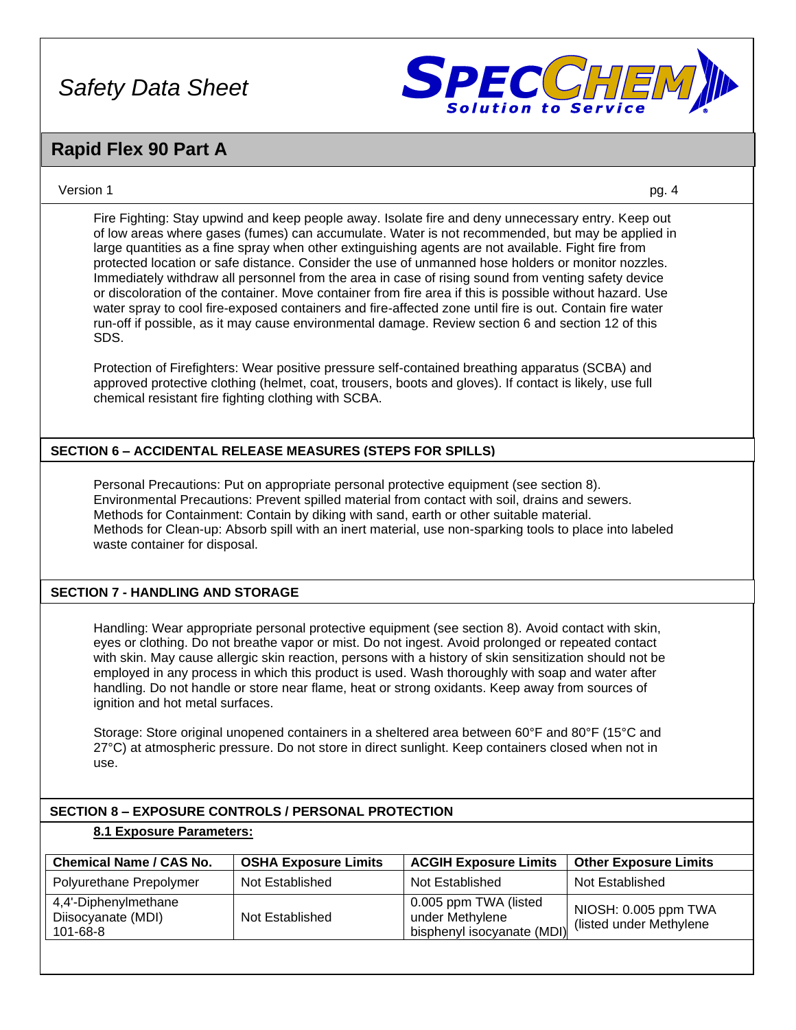Fire Fighting: Stay upwind and keep people away. Isolate fire and deny unnecessary entry. Keep out of low areas where gases (fumes) can accumulate. Water is not recommended, but may be applied in large quantities as a fine spray when other extinguishing agents are not available. Fight fire from protected location or safe distance. Consider the use of unmanned hose holders or monitor nozzles. Immediately withdraw all personnel from the area in case of rising sound from venting safety device or discoloration of the container. Move container from fire area if this is possible without hazard. Use water spray to cool fire-exposed containers and fire-affected zone until fire is out. Contain fire water run-off if possible, as it may cause environmental damage. Review section 6 and section 12 of this SDS.

Protection of Firefighters: Wear positive pressure self-contained breathing apparatus (SCBA) and approved protective clothing (helmet, coat, trousers, boots and gloves). If contact is likely, use full chemical resistant fire fighting clothing with SCBA.

## SECTION 6 – ACCIDENTAL RELEASE MEASURES (STEPS FOR SPILLS)

Personal Precautions: Put on appropriate personal protective equipment (see section 8).
Environmental Precautions: Prevent spilled material from contact with soil, drains and sewers.
Methods for Containment: Contain by diking with sand, earth or other suitable material.
Methods for Clean-up: Absorb spill with an inert material, use non-sparking tools to place into labeled waste container for disposal.

## SECTION 7 - HANDLING AND STORAGE

Handling: Wear appropriate personal protective equipment (see section 8). Avoid contact with skin, eyes or clothing. Do not breathe vapor or mist. Do not ingest. Avoid prolonged or repeated contact with skin. May cause allergic skin reaction, persons with a history of skin sensitization should not be employed in any process in which this product is used. Wash thoroughly with soap and water after handling. Do not handle or store near flame, heat or strong oxidants. Keep away from sources of ignition and hot metal surfaces.

Storage: Store original unopened containers in a sheltered area between 60°F and 80°F (15°C and 27°C) at atmospheric pressure. Do not store in direct sunlight. Keep containers closed when not in use.

## SECTION 8 – EXPOSURE CONTROLS / PERSONAL PROTECTION

### 8.1 Exposure Parameters:

| Chemical Name / CAS No. | OSHA Exposure Limits | ACGIH Exposure Limits | Other Exposure Limits |
|---|---|---|---|
| Polyurethane Prepolymer | Not Established | Not Established | Not Established |
| 4,4'-Diphenylmethane Diisocyanate (MDI) 101-68-8 | Not Established | 0.005 ppm TWA (listed under Methylene bisphenyl isocyanate (MDI) | NIOSH: 0.005 ppm TWA (listed under Methylene |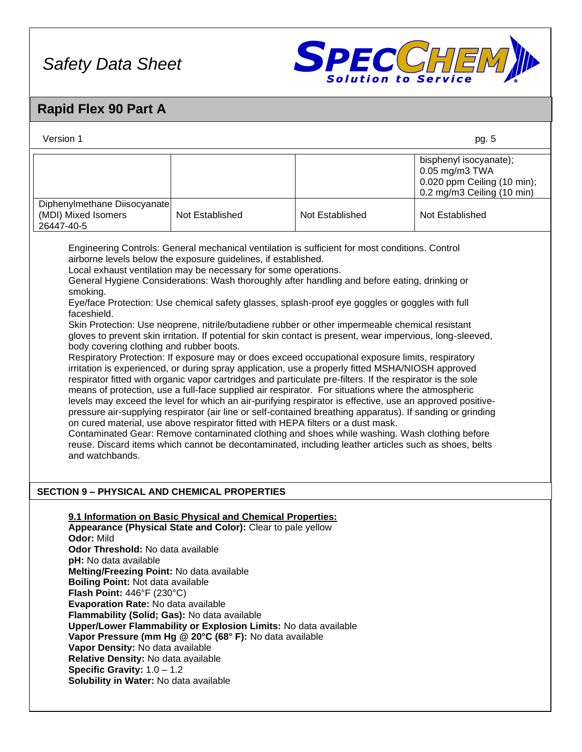| | | | |
|---|---|---|---|
| | | | bisphenyl isocyanate); 0.05 mg/m3 TWA 0.020 ppm Ceiling (10 min); 0.2 mg/m3 Ceiling (10 min) |
| Diphenylmethane Diisocyanate (MDI) Mixed Isomers 26447-40-5 | Not Established | Not Established | Not Established |

Engineering Controls: General mechanical ventilation is sufficient for most conditions. Control airborne levels below the exposure guidelines, if established.
Local exhaust ventilation may be necessary for some operations.
General Hygiene Considerations: Wash thoroughly after handling and before eating, drinking or smoking.
Eye/face Protection: Use chemical safety glasses, splash-proof eye goggles or goggles with full faceshield.
Skin Protection: Use neoprene, nitrile/butadiene rubber or other impermeable chemical resistant gloves to prevent skin irritation. If potential for skin contact is present, wear impervious, long-sleeved, body covering clothing and rubber boots.
Respiratory Protection: If exposure may or does exceed occupational exposure limits, respiratory irritation is experienced, or during spray application, use a properly fitted MSHA/NIOSH approved respirator fitted with organic vapor cartridges and particulate pre-filters. If the respirator is the sole means of protection, use a full-face supplied air respirator. For situations where the atmospheric levels may exceed the level for which an air-purifying respirator is effective, use an approved positive-pressure air-supplying respirator (air line or self-contained breathing apparatus). If sanding or grinding on cured material, use above respirator fitted with HEPA filters or a dust mask.
Contaminated Gear: Remove contaminated clothing and shoes while washing. Wash clothing before reuse. Discard items which cannot be decontaminated, including leather articles such as shoes, belts and watchbands.

## SECTION 9 – PHYSICAL AND CHEMICAL PROPERTIES

**9.1 Information on Basic Physical and Chemical Properties:**
**Appearance (Physical State and Color):** Clear to pale yellow
**Odor:** Mild
**Odor Threshold:** No data available
**pH:** No data available
**Melting/Freezing Point:** No data available
**Boiling Point:** Not data available
**Flash Point:** 446°F (230°C)
**Evaporation Rate:** No data available
**Flammability (Solid; Gas):** No data available
**Upper/Lower Flammability or Explosion Limits:** No data available
**Vapor Pressure (mm Hg @ 20°C (68° F):** No data available
**Vapor Density:** No data available
**Relative Density:** No data available
**Specific Gravity:** 1.0 – 1.2
**Solubility in Water:** No data available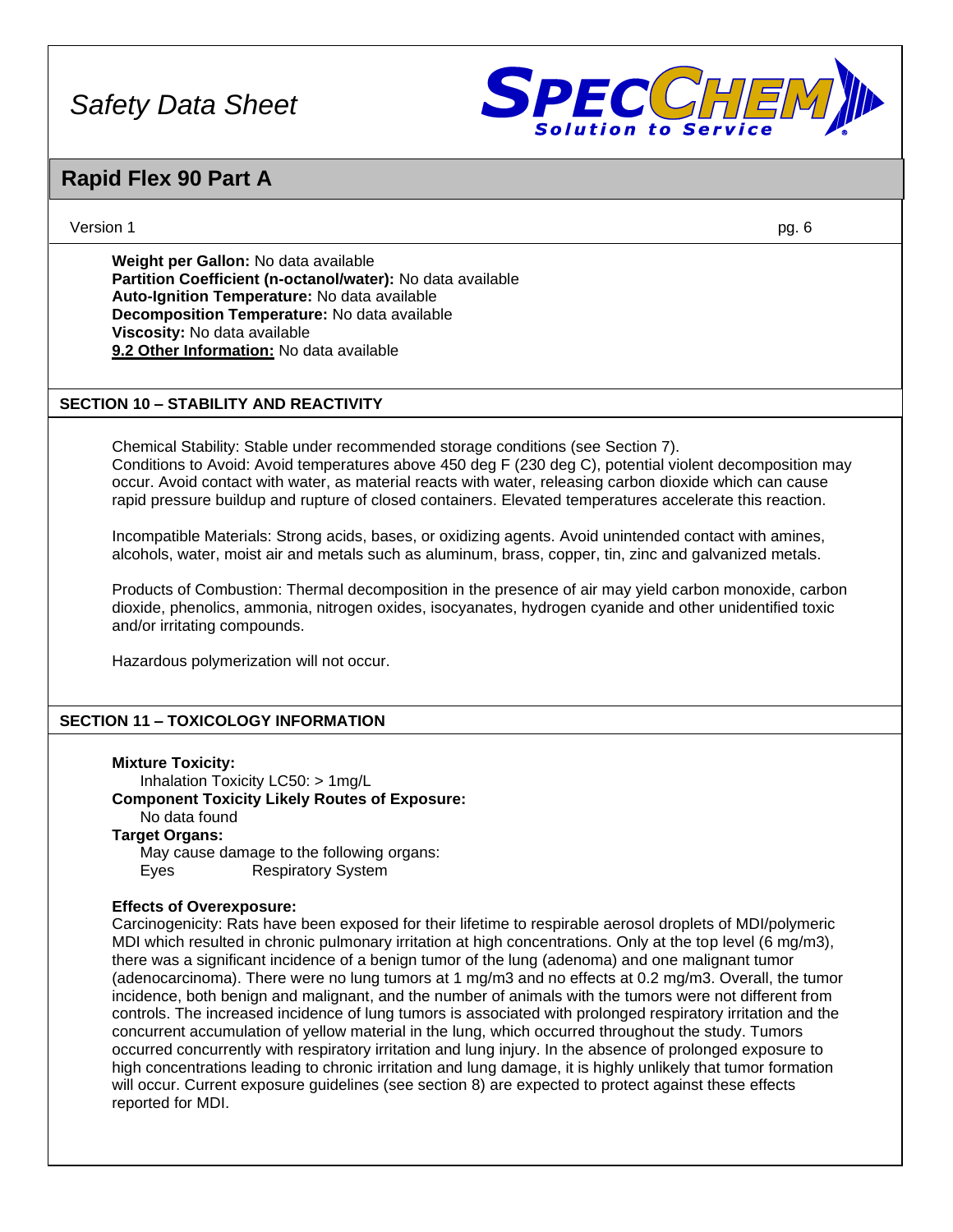**Weight per Gallon:** No data available
**Partition Coefficient (n-octanol/water):** No data available
**Auto-Ignition Temperature:** No data available
**Decomposition Temperature:** No data available
**Viscosity:** No data available
**9.2 Other Information:** No data available

## SECTION 10 – STABILITY AND REACTIVITY

Chemical Stability: Stable under recommended storage conditions (see Section 7).
Conditions to Avoid: Avoid temperatures above 450 deg F (230 deg C), potential violent decomposition may occur. Avoid contact with water, as material reacts with water, releasing carbon dioxide which can cause rapid pressure buildup and rupture of closed containers. Elevated temperatures accelerate this reaction.

Incompatible Materials: Strong acids, bases, or oxidizing agents. Avoid unintended contact with amines, alcohols, water, moist air and metals such as aluminum, brass, copper, tin, zinc and galvanized metals.

Products of Combustion: Thermal decomposition in the presence of air may yield carbon monoxide, carbon dioxide, phenolics, ammonia, nitrogen oxides, isocyanates, hydrogen cyanide and other unidentified toxic and/or irritating compounds.

Hazardous polymerization will not occur.

## SECTION 11 – TOXICOLOGY INFORMATION

**Mixture Toxicity:**
Inhalation Toxicity LC50: > 1mg/L
**Component Toxicity Likely Routes of Exposure:**
No data found
**Target Organs:**
May cause damage to the following organs:
Eyes Respiratory System

**Effects of Overexposure:**
Carcinogenicity: Rats have been exposed for their lifetime to respirable aerosol droplets of MDI/polymeric MDI which resulted in chronic pulmonary irritation at high concentrations. Only at the top level (6 mg/m3), there was a significant incidence of a benign tumor of the lung (adenoma) and one malignant tumor (adenocarcinoma). There were no lung tumors at 1 mg/m3 and no effects at 0.2 mg/m3. Overall, the tumor incidence, both benign and malignant, and the number of animals with the tumors were not different from controls. The increased incidence of lung tumors is associated with prolonged respiratory irritation and the concurrent accumulation of yellow material in the lung, which occurred throughout the study. Tumors occurred concurrently with respiratory irritation and lung injury. In the absence of prolonged exposure to high concentrations leading to chronic irritation and lung damage, it is highly unlikely that tumor formation will occur. Current exposure guidelines (see section 8) are expected to protect against these effects reported for MDI.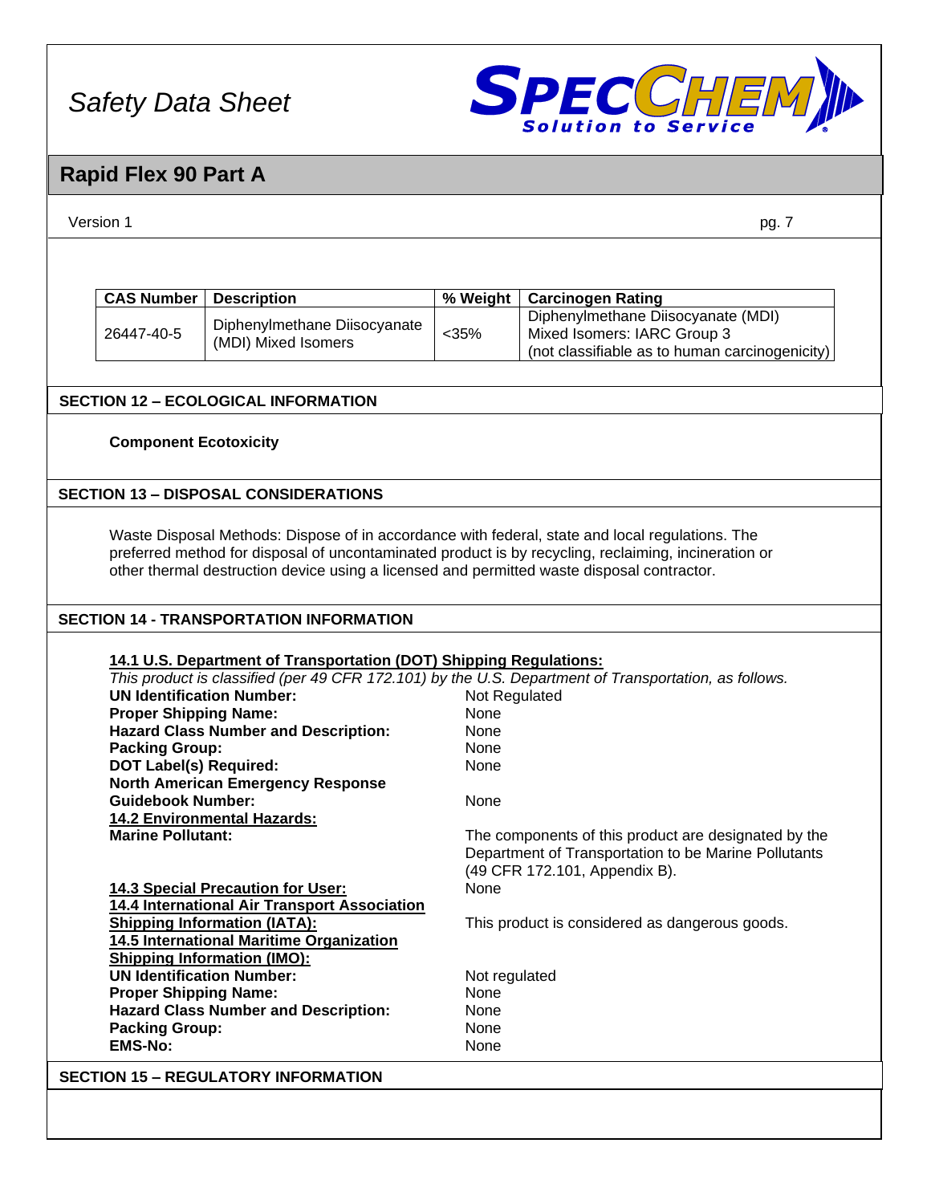| CAS Number | Description | % Weight | Carcinogen Rating |
|---|---|---|---|
| 26447-40-5 | Diphenylmethane Diisocyanate (MDI) Mixed Isomers | <35% | Diphenylmethane Diisocyanate (MDI) Mixed Isomers: IARC Group 3 (not classifiable as to human carcinogenicity) |

## SECTION 12 – ECOLOGICAL INFORMATION

**Component Ecotoxicity**

## SECTION 13 – DISPOSAL CONSIDERATIONS

Waste Disposal Methods: Dispose of in accordance with federal, state and local regulations. The preferred method for disposal of uncontaminated product is by recycling, reclaiming, incineration or other thermal destruction device using a licensed and permitted waste disposal contractor.

## SECTION 14 - TRANSPORTATION INFORMATION

**14.1 U.S. Department of Transportation (DOT) Shipping Regulations:**

*This product is classified (per 49 CFR 172.101) by the U.S. Department of Transportation, as follows.*

**UN Identification Number:** Not Regulated
**Proper Shipping Name:** None
**Hazard Class Number and Description:** None
**Packing Group:** None
**DOT Label(s) Required:** None
**North American Emergency Response Guidebook Number:** None

**14.2 Environmental Hazards:**

**Marine Pollutant:** The components of this product are designated by the Department of Transportation to be Marine Pollutants (49 CFR 172.101, Appendix B).

**14.3 Special Precaution for User:** None

**14.4 International Air Transport Association Shipping Information (IATA):** This product is considered as dangerous goods.

**14.5 International Maritime Organization Shipping Information (IMO):**

**UN Identification Number:** Not regulated
**Proper Shipping Name:** None
**Hazard Class Number and Description:** None
**Packing Group:** None
**EMS-No:** None

## SECTION 15 – REGULATORY INFORMATION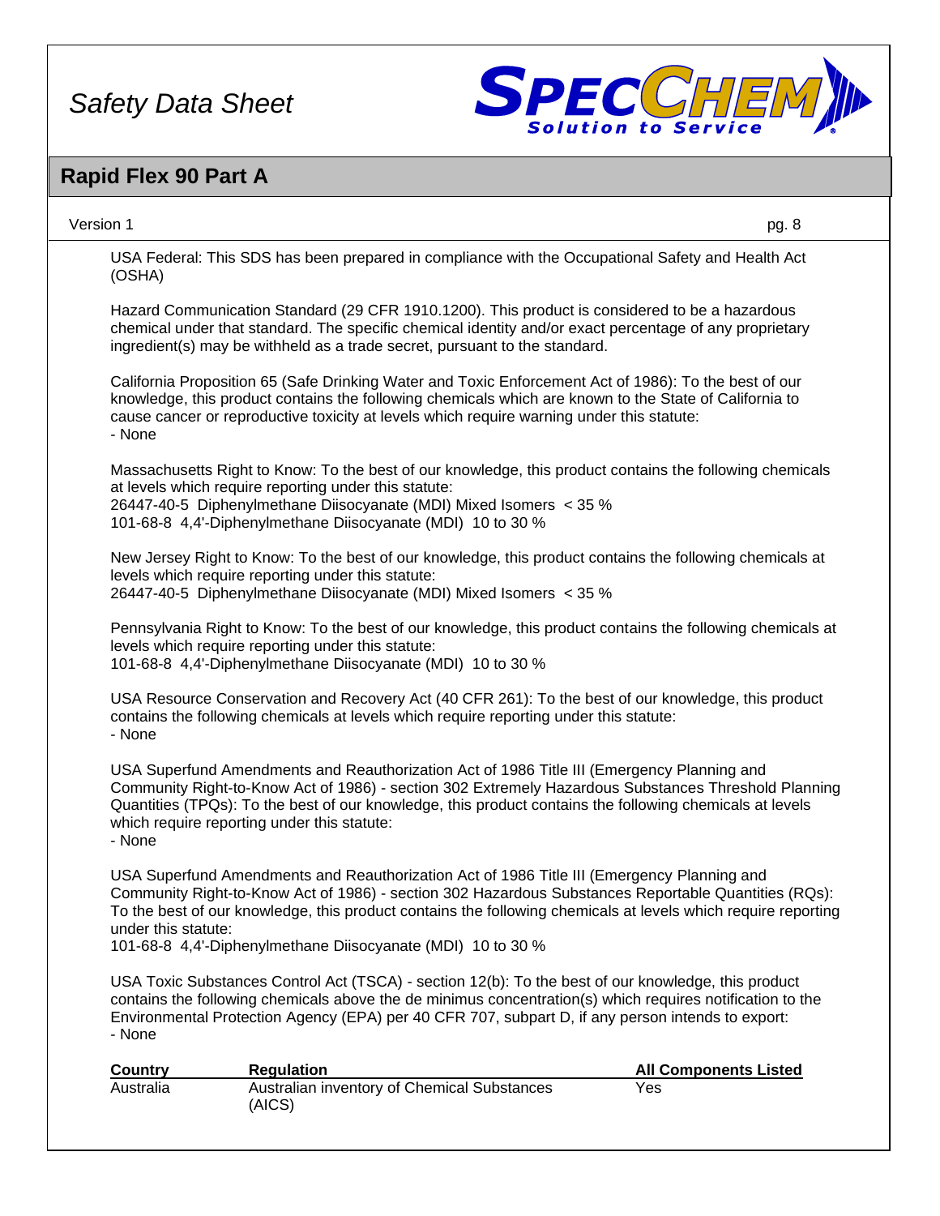USA Federal: This SDS has been prepared in compliance with the Occupational Safety and Health Act (OSHA)

Hazard Communication Standard (29 CFR 1910.1200). This product is considered to be a hazardous chemical under that standard. The specific chemical identity and/or exact percentage of any proprietary ingredient(s) may be withheld as a trade secret, pursuant to the standard.

California Proposition 65 (Safe Drinking Water and Toxic Enforcement Act of 1986): To the best of our knowledge, this product contains the following chemicals which are known to the State of California to cause cancer or reproductive toxicity at levels which require warning under this statute:
- None

Massachusetts Right to Know: To the best of our knowledge, this product contains the following chemicals at levels which require reporting under this statute:
26447-40-5 Diphenylmethane Diisocyanate (MDI) Mixed Isomers < 35 %
101-68-8 4,4'-Diphenylmethane Diisocyanate (MDI) 10 to 30 %

New Jersey Right to Know: To the best of our knowledge, this product contains the following chemicals at levels which require reporting under this statute:
26447-40-5 Diphenylmethane Diisocyanate (MDI) Mixed Isomers < 35 %

Pennsylvania Right to Know: To the best of our knowledge, this product contains the following chemicals at levels which require reporting under this statute:
101-68-8 4,4'-Diphenylmethane Diisocyanate (MDI) 10 to 30 %

USA Resource Conservation and Recovery Act (40 CFR 261): To the best of our knowledge, this product contains the following chemicals at levels which require reporting under this statute:
- None

USA Superfund Amendments and Reauthorization Act of 1986 Title III (Emergency Planning and Community Right-to-Know Act of 1986) - section 302 Extremely Hazardous Substances Threshold Planning Quantities (TPQs): To the best of our knowledge, this product contains the following chemicals at levels which require reporting under this statute:
- None

USA Superfund Amendments and Reauthorization Act of 1986 Title III (Emergency Planning and Community Right-to-Know Act of 1986) - section 302 Hazardous Substances Reportable Quantities (RQs): To the best of our knowledge, this product contains the following chemicals at levels which require reporting under this statute:
101-68-8 4,4'-Diphenylmethane Diisocyanate (MDI) 10 to 30 %

USA Toxic Substances Control Act (TSCA) - section 12(b): To the best of our knowledge, this product contains the following chemicals above the de minimus concentration(s) which requires notification to the Environmental Protection Agency (EPA) per 40 CFR 707, subpart D, if any person intends to export:
- None

| Country | Regulation | All Components Listed |
| --- | --- | --- |
| Australia | Australian inventory of Chemical Substances (AICS) | Yes |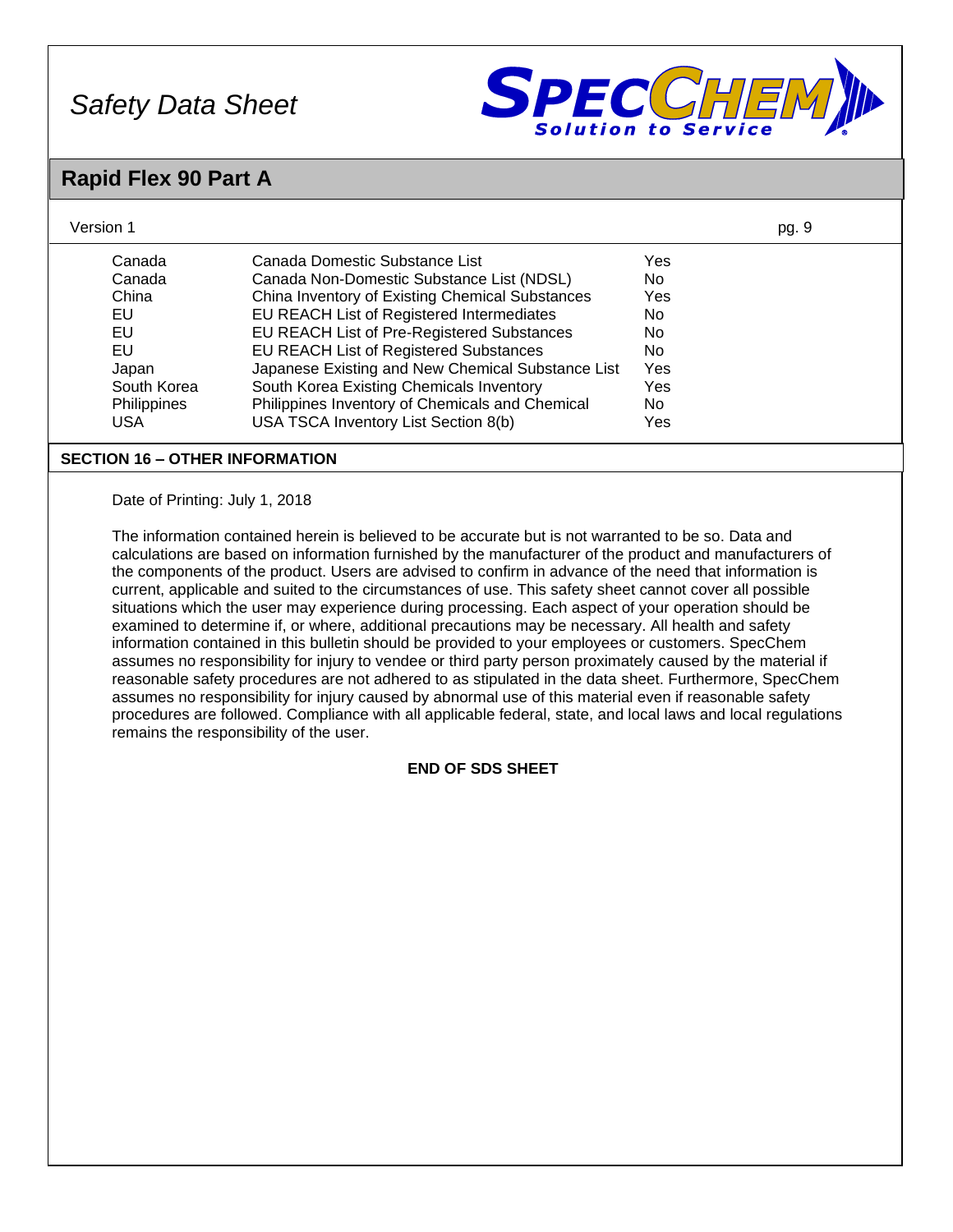| | | |
|---|---|---|
| Canada | Canada Domestic Substance List | Yes |
| Canada | Canada Non-Domestic Substance List (NDSL) | No |
| China | China Inventory of Existing Chemical Substances | Yes |
| EU | EU REACH List of Registered Intermediates | No |
| EU | EU REACH List of Pre-Registered Substances | No |
| EU | EU REACH List of Registered Substances | No |
| Japan | Japanese Existing and New Chemical Substance List | Yes |
| South Korea | South Korea Existing Chemicals Inventory | Yes |
| Philippines | Philippines Inventory of Chemicals and Chemical | No |
| USA | USA TSCA Inventory List Section 8(b) | Yes |

## SECTION 16 – OTHER INFORMATION

Date of Printing: July 1, 2018

The information contained herein is believed to be accurate but is not warranted to be so. Data and calculations are based on information furnished by the manufacturer of the product and manufacturers of the components of the product. Users are advised to confirm in advance of the need that information is current, applicable and suited to the circumstances of use. This safety sheet cannot cover all possible situations which the user may experience during processing. Each aspect of your operation should be examined to determine if, or where, additional precautions may be necessary. All health and safety information contained in this bulletin should be provided to your employees or customers. SpecChem assumes no responsibility for injury to vendee or third party person proximately caused by the material if reasonable safety procedures are not adhered to as stipulated in the data sheet. Furthermore, SpecChem assumes no responsibility for injury caused by abnormal use of this material even if reasonable safety procedures are followed. Compliance with all applicable federal, state, and local laws and local regulations remains the responsibility of the user.

**END OF SDS SHEET**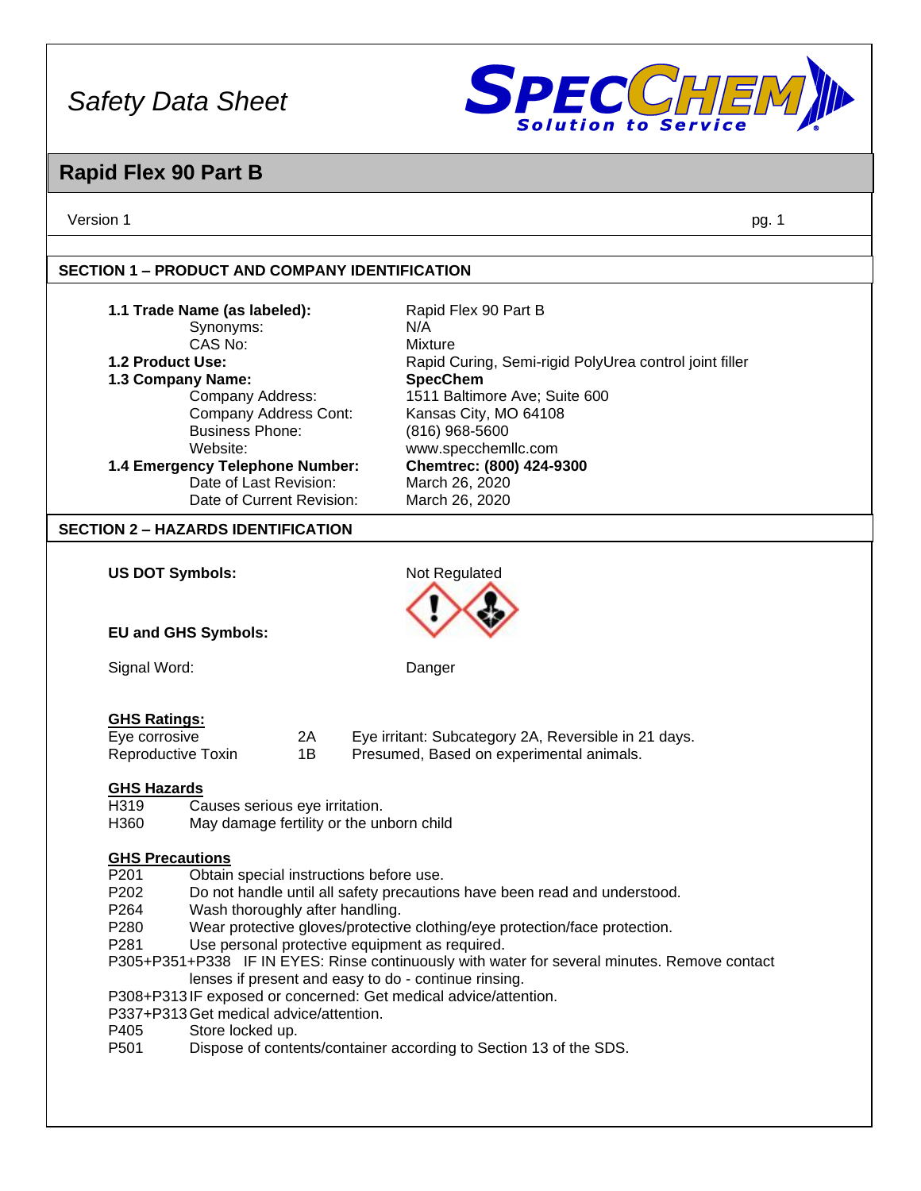*Safety Data Sheet*

# Rapid Flex 90 Part B

Version 1

## SECTION 1 – PRODUCT AND COMPANY IDENTIFICATION

| | |
|---|---|
| **1.1 Trade Name (as labeled):** | Rapid Flex 90 Part B |
| Synonyms: | N/A |
| CAS No: | Mixture |
| **1.2 Product Use:** | Rapid Curing, Semi-rigid PolyUrea control joint filler |
| **1.3 Company Name:** | **SpecChem** |
| Company Address: | 1511 Baltimore Ave; Suite 600 |
| Company Address Cont: | Kansas City, MO 64108 |
| Business Phone: | (816) 968-5600 |
| Website: | www.specchemllc.com |
| **1.4 Emergency Telephone Number:** | **Chemtrec: (800) 424-9300** |
| Date of Last Revision: | March 26, 2020 |
| Date of Current Revision: | March 26, 2020 |

## SECTION 2 – HAZARDS IDENTIFICATION

**US DOT Symbols:** Not Regulated

**EU and GHS Symbols:**

Signal Word: Danger

**GHS Ratings:**

| | | |
|---|---|---|
| Eye corrosive | 2A | Eye irritant: Subcategory 2A, Reversible in 21 days. |
| Reproductive Toxin | 1B | Presumed, Based on experimental animals. |

**GHS Hazards**

H319 Causes serious eye irritation.
H360 May damage fertility or the unborn child

**GHS Precautions**

P201 Obtain special instructions before use.
P202 Do not handle until all safety precautions have been read and understood.
P264 Wash thoroughly after handling.
P280 Wear protective gloves/protective clothing/eye protection/face protection.
P281 Use personal protective equipment as required.
P305+P351+P338 IF IN EYES: Rinse continuously with water for several minutes. Remove contact lenses if present and easy to do - continue rinsing.
P308+P313 IF exposed or concerned: Get medical advice/attention.
P337+P313 Get medical advice/attention.
P405 Store locked up.
P501 Dispose of contents/container according to Section 13 of the SDS.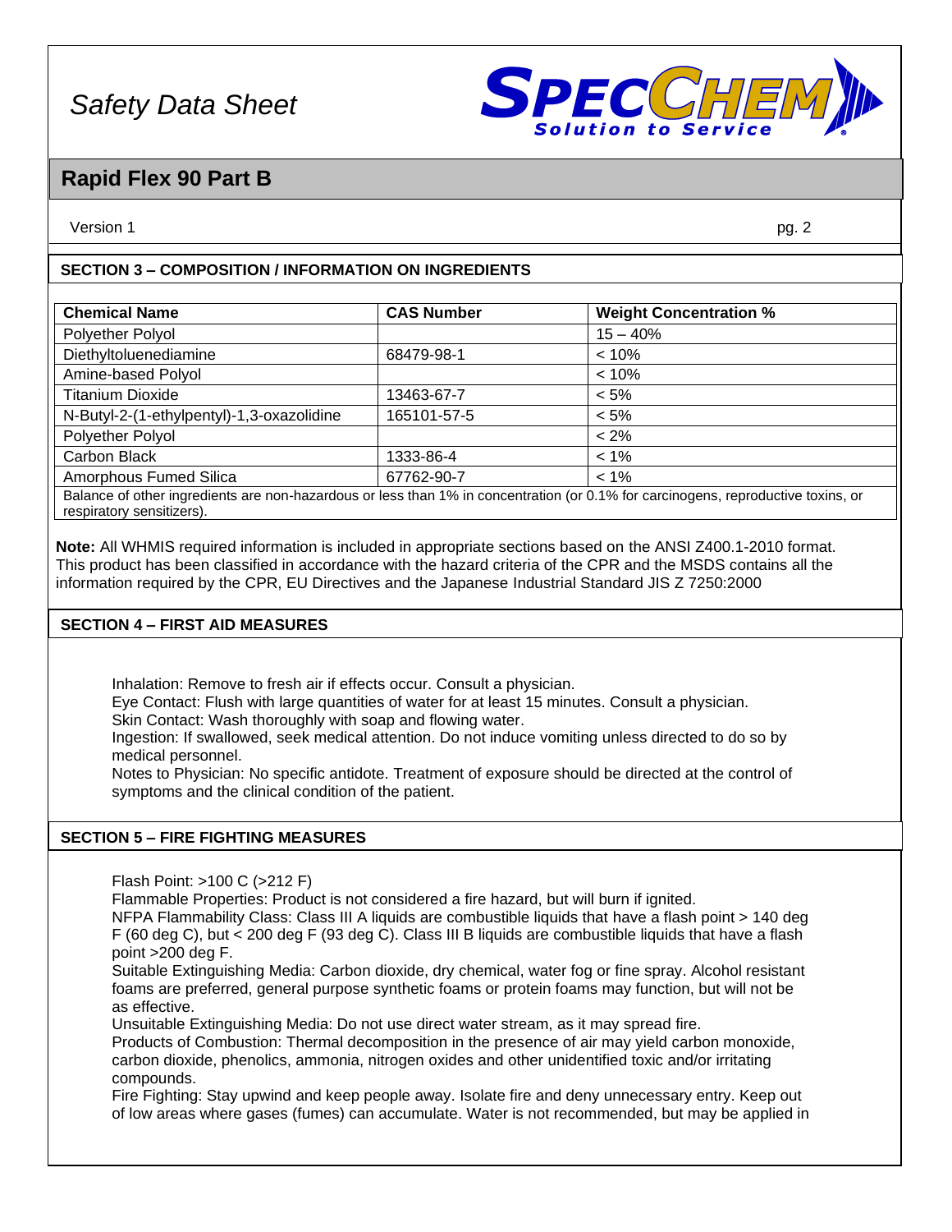## SECTION 3 – COMPOSITION / INFORMATION ON INGREDIENTS

| Chemical Name | CAS Number | Weight Concentration % |
| --- | --- | --- |
| Polyether Polyol | | 15 – 40% |
| Diethyltoluenediamine | 68479-98-1 | < 10% |
| Amine-based Polyol | | < 10% |
| Titanium Dioxide | 13463-67-7 | < 5% |
| N-Butyl-2-(1-ethylpentyl)-1,3-oxazolidine | 165101-57-5 | < 5% |
| Polyether Polyol | | < 2% |
| Carbon Black | 1333-86-4 | < 1% |
| Amorphous Fumed Silica | 67762-90-7 | < 1% |
| Balance of other ingredients are non-hazardous or less than 1% in concentration (or 0.1% for carcinogens, reproductive toxins, or respiratory sensitizers). | | |

**Note:** All WHMIS required information is included in appropriate sections based on the ANSI Z400.1-2010 format. This product has been classified in accordance with the hazard criteria of the CPR and the MSDS contains all the information required by the CPR, EU Directives and the Japanese Industrial Standard JIS Z 7250:2000

## SECTION 4 – FIRST AID MEASURES

Inhalation: Remove to fresh air if effects occur. Consult a physician.
Eye Contact: Flush with large quantities of water for at least 15 minutes. Consult a physician.
Skin Contact: Wash thoroughly with soap and flowing water.
Ingestion: If swallowed, seek medical attention. Do not induce vomiting unless directed to do so by medical personnel.
Notes to Physician: No specific antidote. Treatment of exposure should be directed at the control of symptoms and the clinical condition of the patient.

## SECTION 5 – FIRE FIGHTING MEASURES

Flash Point: >100 C (>212 F)
Flammable Properties: Product is not considered a fire hazard, but will burn if ignited.
NFPA Flammability Class: Class III A liquids are combustible liquids that have a flash point > 140 deg F (60 deg C), but < 200 deg F (93 deg C). Class III B liquids are combustible liquids that have a flash point >200 deg F.
Suitable Extinguishing Media: Carbon dioxide, dry chemical, water fog or fine spray. Alcohol resistant foams are preferred, general purpose synthetic foams or protein foams may function, but will not be as effective.
Unsuitable Extinguishing Media: Do not use direct water stream, as it may spread fire.
Products of Combustion: Thermal decomposition in the presence of air may yield carbon monoxide, carbon dioxide, phenolics, ammonia, nitrogen oxides and other unidentified toxic and/or irritating compounds.
Fire Fighting: Stay upwind and keep people away. Isolate fire and deny unnecessary entry. Keep out of low areas where gases (fumes) can accumulate. Water is not recommended, but may be applied in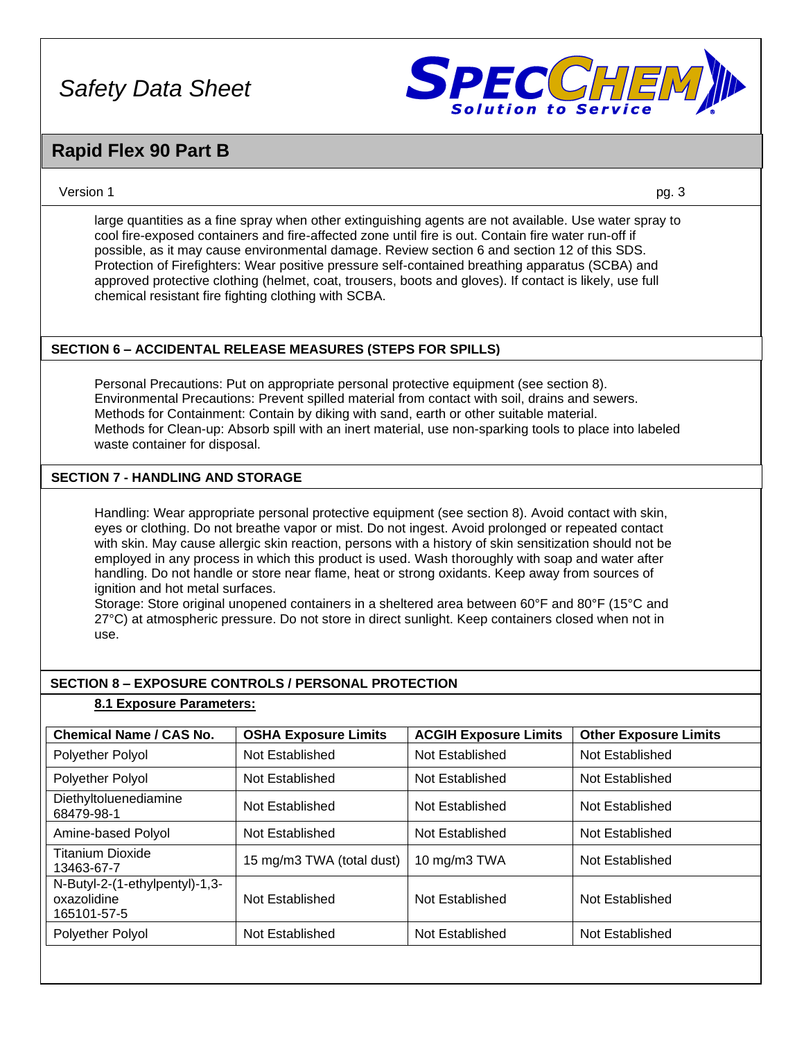large quantities as a fine spray when other extinguishing agents are not available. Use water spray to cool fire-exposed containers and fire-affected zone until fire is out. Contain fire water run-off if possible, as it may cause environmental damage. Review section 6 and section 12 of this SDS.
Protection of Firefighters: Wear positive pressure self-contained breathing apparatus (SCBA) and approved protective clothing (helmet, coat, trousers, boots and gloves). If contact is likely, use full chemical resistant fire fighting clothing with SCBA.

## SECTION 6 – ACCIDENTAL RELEASE MEASURES (STEPS FOR SPILLS)

Personal Precautions: Put on appropriate personal protective equipment (see section 8).
Environmental Precautions: Prevent spilled material from contact with soil, drains and sewers.
Methods for Containment: Contain by diking with sand, earth or other suitable material.
Methods for Clean-up: Absorb spill with an inert material, use non-sparking tools to place into labeled waste container for disposal.

## SECTION 7 - HANDLING AND STORAGE

Handling: Wear appropriate personal protective equipment (see section 8). Avoid contact with skin, eyes or clothing. Do not breathe vapor or mist. Do not ingest. Avoid prolonged or repeated contact with skin. May cause allergic skin reaction, persons with a history of skin sensitization should not be employed in any process in which this product is used. Wash thoroughly with soap and water after handling. Do not handle or store near flame, heat or strong oxidants. Keep away from sources of ignition and hot metal surfaces.
Storage: Store original unopened containers in a sheltered area between 60°F and 80°F (15°C and 27°C) at atmospheric pressure. Do not store in direct sunlight. Keep containers closed when not in use.

## SECTION 8 – EXPOSURE CONTROLS / PERSONAL PROTECTION

### 8.1 Exposure Parameters:

| Chemical Name / CAS No. | OSHA Exposure Limits | ACGIH Exposure Limits | Other Exposure Limits |
|---|---|---|---|
| Polyether Polyol | Not Established | Not Established | Not Established |
| Polyether Polyol | Not Established | Not Established | Not Established |
| Diethyltoluenediamine 68479-98-1 | Not Established | Not Established | Not Established |
| Amine-based Polyol | Not Established | Not Established | Not Established |
| Titanium Dioxide 13463-67-7 | 15 mg/m3 TWA (total dust) | 10 mg/m3 TWA | Not Established |
| N-Butyl-2-(1-ethylpentyl)-1,3-oxazolidine 165101-57-5 | Not Established | Not Established | Not Established |
| Polyether Polyol | Not Established | Not Established | Not Established |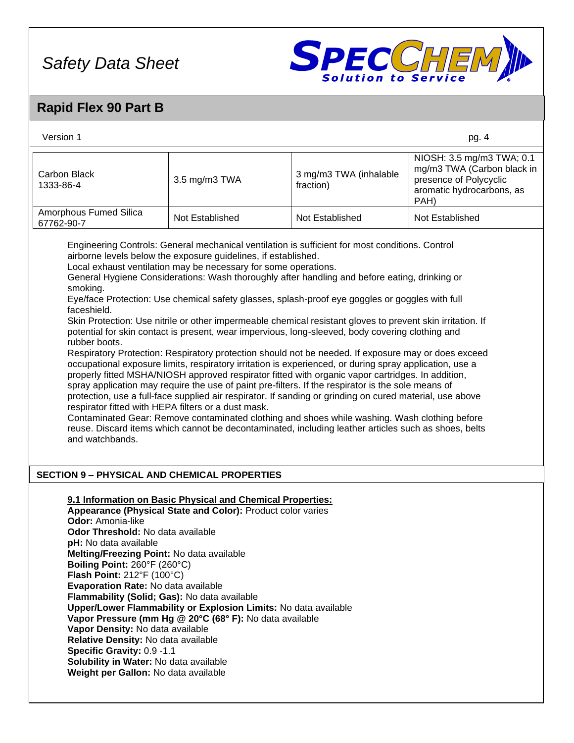| Carbon Black 1333-86-4 | 3.5 mg/m3 TWA | 3 mg/m3 TWA (inhalable fraction) | NIOSH: 3.5 mg/m3 TWA; 0.1 mg/m3 TWA (Carbon black in presence of Polycyclic aromatic hydrocarbons, as PAH) |
|---|---|---|---|
| Amorphous Fumed Silica 67762-90-7 | Not Established | Not Established | Not Established |

Engineering Controls: General mechanical ventilation is sufficient for most conditions. Control airborne levels below the exposure guidelines, if established.
Local exhaust ventilation may be necessary for some operations.
General Hygiene Considerations: Wash thoroughly after handling and before eating, drinking or smoking.
Eye/face Protection: Use chemical safety glasses, splash-proof eye goggles or goggles with full faceshield.
Skin Protection: Use nitrile or other impermeable chemical resistant gloves to prevent skin irritation. If potential for skin contact is present, wear impervious, long-sleeved, body covering clothing and rubber boots.
Respiratory Protection: Respiratory protection should not be needed. If exposure may or does exceed occupational exposure limits, respiratory irritation is experienced, or during spray application, use a properly fitted MSHA/NIOSH approved respirator fitted with organic vapor cartridges. In addition, spray application may require the use of paint pre-filters. If the respirator is the sole means of protection, use a full-face supplied air respirator. If sanding or grinding on cured material, use above respirator fitted with HEPA filters or a dust mask.
Contaminated Gear: Remove contaminated clothing and shoes while washing. Wash clothing before reuse. Discard items which cannot be decontaminated, including leather articles such as shoes, belts and watchbands.

## SECTION 9 – PHYSICAL AND CHEMICAL PROPERTIES

**9.1 Information on Basic Physical and Chemical Properties:**

**Appearance (Physical State and Color):** Product color varies
**Odor:** Amonia-like
**Odor Threshold:** No data available
**pH:** No data available
**Melting/Freezing Point:** No data available
**Boiling Point:** 260°F (260°C)
**Flash Point:** 212°F (100°C)
**Evaporation Rate:** No data available
**Flammability (Solid; Gas):** No data available
**Upper/Lower Flammability or Explosion Limits:** No data available
**Vapor Pressure (mm Hg @ 20°C (68° F):** No data available
**Vapor Density:** No data available
**Relative Density:** No data available
**Specific Gravity:** 0.9 -1.1
**Solubility in Water:** No data available
**Weight per Gallon:** No data available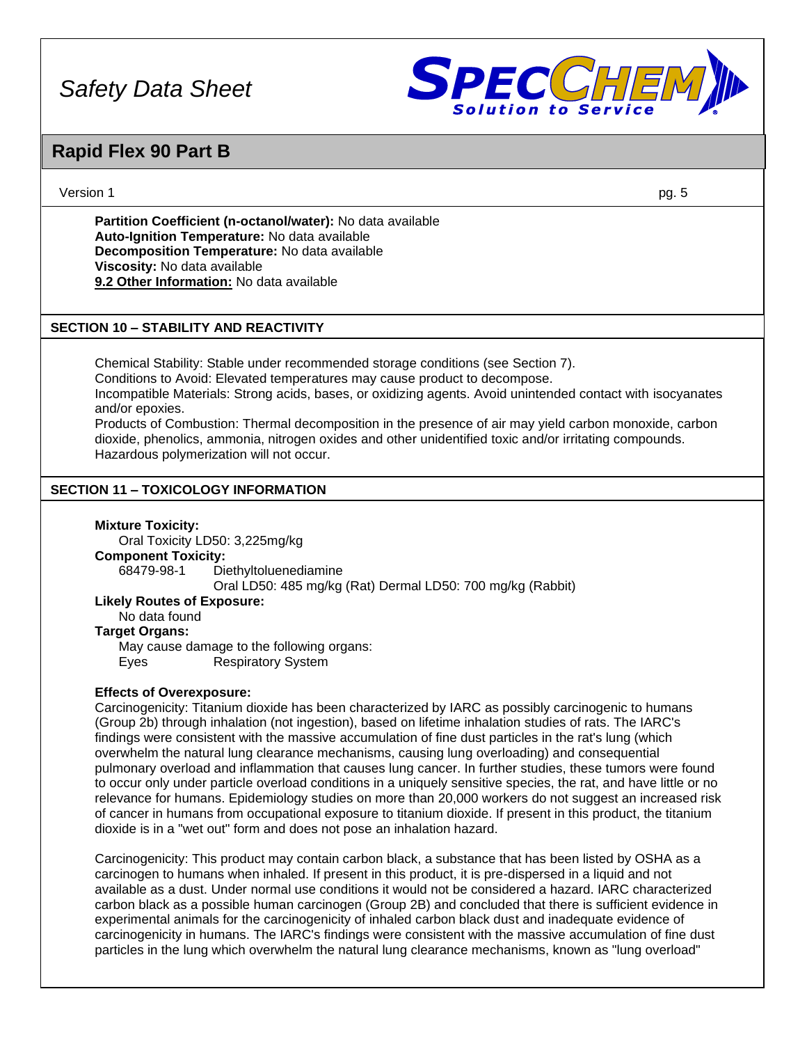**Partition Coefficient (n-octanol/water):** No data available
**Auto-Ignition Temperature:** No data available
**Decomposition Temperature:** No data available
**Viscosity:** No data available
**9.2 Other Information:** No data available

## SECTION 10 – STABILITY AND REACTIVITY

Chemical Stability: Stable under recommended storage conditions (see Section 7).
Conditions to Avoid: Elevated temperatures may cause product to decompose.
Incompatible Materials: Strong acids, bases, or oxidizing agents. Avoid unintended contact with isocyanates and/or epoxies.
Products of Combustion: Thermal decomposition in the presence of air may yield carbon monoxide, carbon dioxide, phenolics, ammonia, nitrogen oxides and other unidentified toxic and/or irritating compounds.
Hazardous polymerization will not occur.

## SECTION 11 – TOXICOLOGY INFORMATION

**Mixture Toxicity:**
Oral Toxicity LD50: 3,225mg/kg

**Component Toxicity:**
68479-98-1 Diethyltoluenediamine
Oral LD50: 485 mg/kg (Rat) Dermal LD50: 700 mg/kg (Rabbit)

**Likely Routes of Exposure:**
No data found

**Target Organs:**
May cause damage to the following organs:
Eyes Respiratory System

**Effects of Overexposure:**
Carcinogenicity: Titanium dioxide has been characterized by IARC as possibly carcinogenic to humans (Group 2b) through inhalation (not ingestion), based on lifetime inhalation studies of rats. The IARC's findings were consistent with the massive accumulation of fine dust particles in the rat's lung (which overwhelm the natural lung clearance mechanisms, causing lung overloading) and consequential pulmonary overload and inflammation that causes lung cancer. In further studies, these tumors were found to occur only under particle overload conditions in a uniquely sensitive species, the rat, and have little or no relevance for humans. Epidemiology studies on more than 20,000 workers do not suggest an increased risk of cancer in humans from occupational exposure to titanium dioxide. If present in this product, the titanium dioxide is in a "wet out" form and does not pose an inhalation hazard.

Carcinogenicity: This product may contain carbon black, a substance that has been listed by OSHA as a carcinogen to humans when inhaled. If present in this product, it is pre-dispersed in a liquid and not available as a dust. Under normal use conditions it would not be considered a hazard. IARC characterized carbon black as a possible human carcinogen (Group 2B) and concluded that there is sufficient evidence in experimental animals for the carcinogenicity of inhaled carbon black dust and inadequate evidence of carcinogenicity in humans. The IARC's findings were consistent with the massive accumulation of fine dust particles in the lung which overwhelm the natural lung clearance mechanisms, known as "lung overload"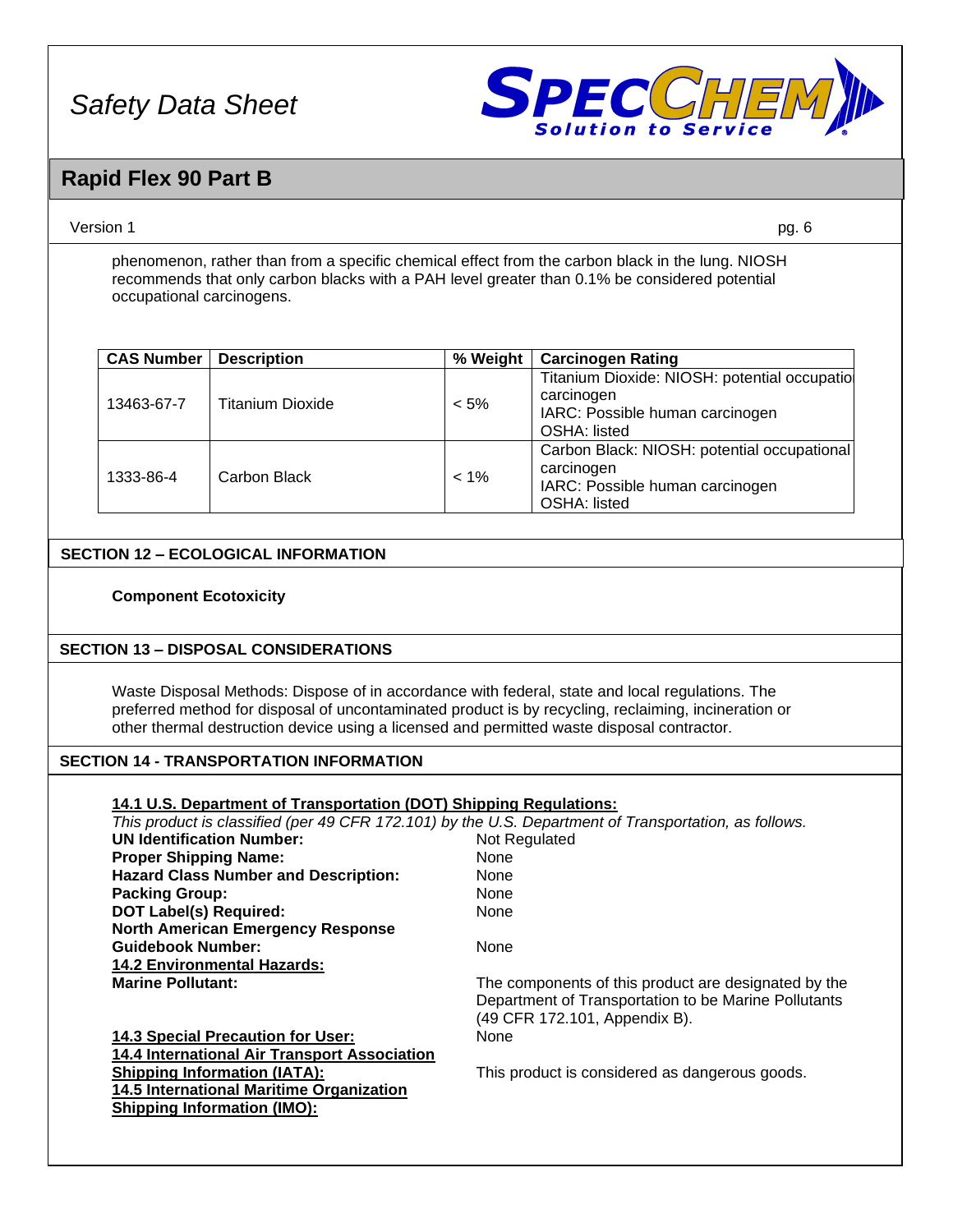phenomenon, rather than from a specific chemical effect from the carbon black in the lung. NIOSH recommends that only carbon blacks with a PAH level greater than 0.1% be considered potential occupational carcinogens.

| CAS Number | Description | % Weight | Carcinogen Rating |
|---|---|---|---|
| 13463-67-7 | Titanium Dioxide | < 5% | Titanium Dioxide: NIOSH: potential occupational carcinogen<br>IARC: Possible human carcinogen<br>OSHA: listed |
| 1333-86-4 | Carbon Black | < 1% | Carbon Black: NIOSH: potential occupational carcinogen<br>IARC: Possible human carcinogen<br>OSHA: listed |

## SECTION 12 – ECOLOGICAL INFORMATION

**Component Ecotoxicity**

## SECTION 13 – DISPOSAL CONSIDERATIONS

Waste Disposal Methods: Dispose of in accordance with federal, state and local regulations. The preferred method for disposal of uncontaminated product is by recycling, reclaiming, incineration or other thermal destruction device using a licensed and permitted waste disposal contractor.

## SECTION 14 - TRANSPORTATION INFORMATION

**14.1 U.S. Department of Transportation (DOT) Shipping Regulations:**

*This product is classified (per 49 CFR 172.101) by the U.S. Department of Transportation, as follows.*

**UN Identification Number:** Not Regulated
**Proper Shipping Name:** None
**Hazard Class Number and Description:** None
**Packing Group:** None
**DOT Label(s) Required:** None
**North American Emergency Response Guidebook Number:** None

**14.2 Environmental Hazards:**

**Marine Pollutant:** The components of this product are designated by the Department of Transportation to be Marine Pollutants (49 CFR 172.101, Appendix B).

**14.3 Special Precaution for User:** None

**14.4 International Air Transport Association Shipping Information (IATA):** This product is considered as dangerous goods.

**14.5 International Maritime Organization Shipping Information (IMO):**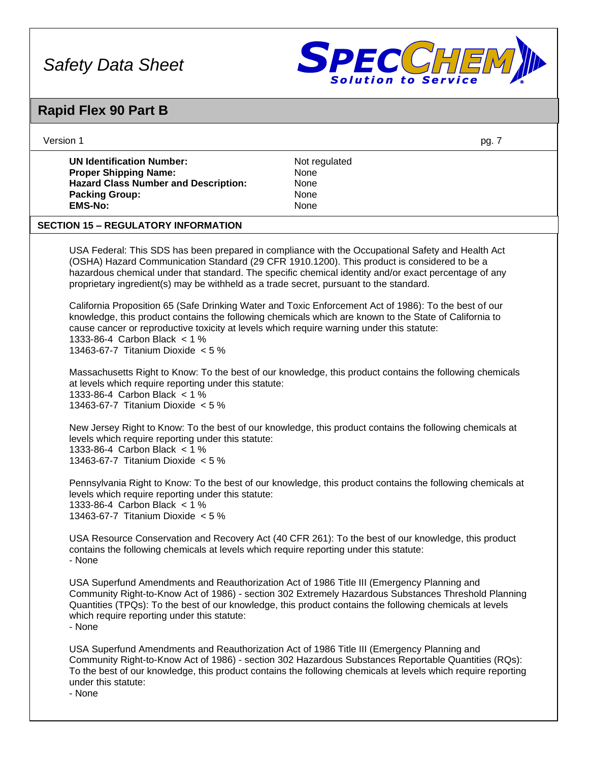| | |
|---|---|
| **UN Identification Number:** | Not regulated |
| **Proper Shipping Name:** | None |
| **Hazard Class Number and Description:** | None |
| **Packing Group:** | None |
| **EMS-No:** | None |

## SECTION 15 – REGULATORY INFORMATION

USA Federal: This SDS has been prepared in compliance with the Occupational Safety and Health Act (OSHA) Hazard Communication Standard (29 CFR 1910.1200). This product is considered to be a hazardous chemical under that standard. The specific chemical identity and/or exact percentage of any proprietary ingredient(s) may be withheld as a trade secret, pursuant to the standard.

California Proposition 65 (Safe Drinking Water and Toxic Enforcement Act of 1986): To the best of our knowledge, this product contains the following chemicals which are known to the State of California to cause cancer or reproductive toxicity at levels which require warning under this statute:
1333-86-4 Carbon Black < 1 %
13463-67-7 Titanium Dioxide < 5 %

Massachusetts Right to Know: To the best of our knowledge, this product contains the following chemicals at levels which require reporting under this statute:
1333-86-4 Carbon Black < 1 %
13463-67-7 Titanium Dioxide < 5 %

New Jersey Right to Know: To the best of our knowledge, this product contains the following chemicals at levels which require reporting under this statute:
1333-86-4 Carbon Black < 1 %
13463-67-7 Titanium Dioxide < 5 %

Pennsylvania Right to Know: To the best of our knowledge, this product contains the following chemicals at levels which require reporting under this statute:
1333-86-4 Carbon Black < 1 %
13463-67-7 Titanium Dioxide < 5 %

USA Resource Conservation and Recovery Act (40 CFR 261): To the best of our knowledge, this product contains the following chemicals at levels which require reporting under this statute:
- None

USA Superfund Amendments and Reauthorization Act of 1986 Title III (Emergency Planning and Community Right-to-Know Act of 1986) - section 302 Extremely Hazardous Substances Threshold Planning Quantities (TPQs): To the best of our knowledge, this product contains the following chemicals at levels which require reporting under this statute:
- None

USA Superfund Amendments and Reauthorization Act of 1986 Title III (Emergency Planning and Community Right-to-Know Act of 1986) - section 302 Hazardous Substances Reportable Quantities (RQs): To the best of our knowledge, this product contains the following chemicals at levels which require reporting under this statute:
- None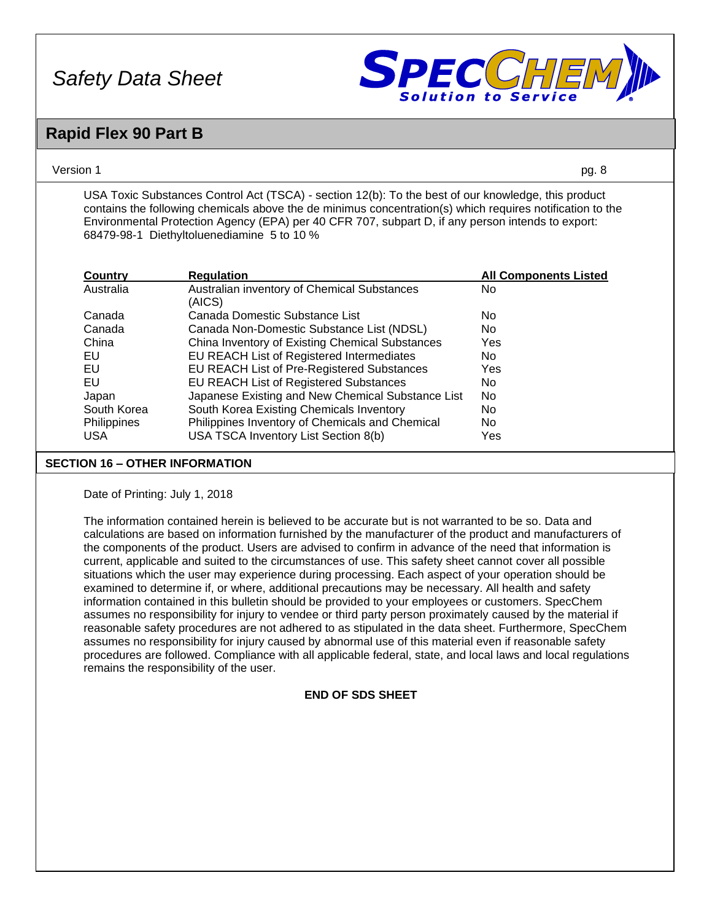USA Toxic Substances Control Act (TSCA) - section 12(b): To the best of our knowledge, this product contains the following chemicals above the de minimus concentration(s) which requires notification to the Environmental Protection Agency (EPA) per 40 CFR 707, subpart D, if any person intends to export:
68479-98-1 Diethyltoluenediamine 5 to 10 %

| Country | Regulation | All Components Listed |
|---|---|---|
| Australia | Australian inventory of Chemical Substances (AICS) | No |
| Canada | Canada Domestic Substance List | No |
| Canada | Canada Non-Domestic Substance List (NDSL) | No |
| China | China Inventory of Existing Chemical Substances | Yes |
| EU | EU REACH List of Registered Intermediates | No |
| EU | EU REACH List of Pre-Registered Substances | Yes |
| EU | EU REACH List of Registered Substances | No |
| Japan | Japanese Existing and New Chemical Substance List | No |
| South Korea | South Korea Existing Chemicals Inventory | No |
| Philippines | Philippines Inventory of Chemicals and Chemical | No |
| USA | USA TSCA Inventory List Section 8(b) | Yes |

## SECTION 16 – OTHER INFORMATION

Date of Printing: July 1, 2018

The information contained herein is believed to be accurate but is not warranted to be so. Data and calculations are based on information furnished by the manufacturer of the product and manufacturers of the components of the product. Users are advised to confirm in advance of the need that information is current, applicable and suited to the circumstances of use. This safety sheet cannot cover all possible situations which the user may experience during processing. Each aspect of your operation should be examined to determine if, or where, additional precautions may be necessary. All health and safety information contained in this bulletin should be provided to your employees or customers. SpecChem assumes no responsibility for injury to vendee or third party person proximately caused by the material if reasonable safety procedures are not adhered to as stipulated in the data sheet. Furthermore, SpecChem assumes no responsibility for injury caused by abnormal use of this material even if reasonable safety procedures are followed. Compliance with all applicable federal, state, and local laws and local regulations remains the responsibility of the user.

**END OF SDS SHEET**